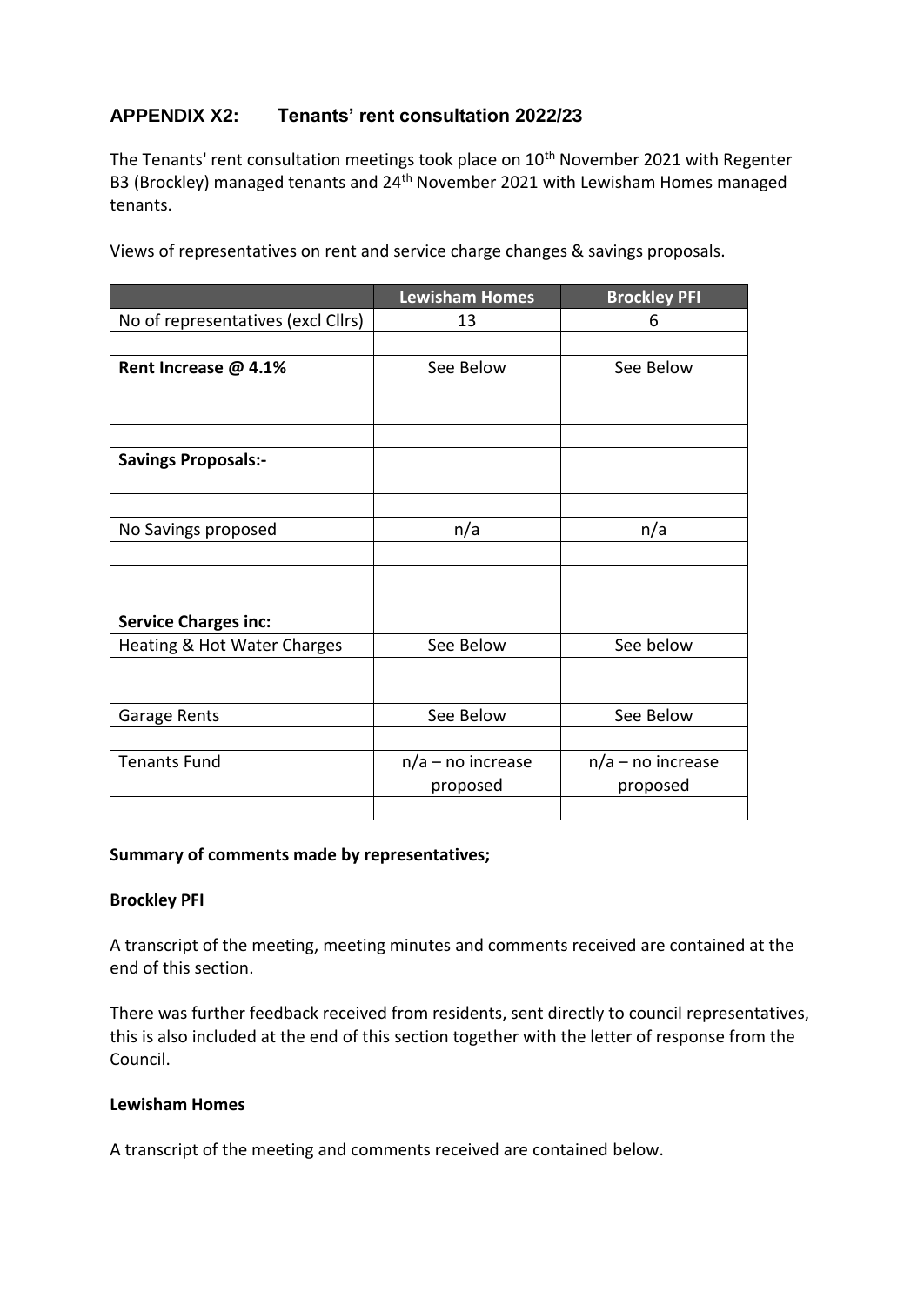## APPENDIX X2: Tenants' rent consultation 2022/23

The Tenants' rent consultation meetings took place on 10th November 2021 with Regenter B3 (Brockley) managed tenants and 24th November 2021 with Lewisham Homes managed tenants.

Views of representatives on rent and service charge changes & savings proposals.

| | Lewisham Homes | Brockley PFI |
|---|---|---|
| No of representatives (excl Cllrs) | 13 | 6 |
| | | |
| **Rent Increase @ 4.1%** | See Below | See Below |
| | | |
| **Savings Proposals:-** | | |
| | | |
| No Savings proposed | n/a | n/a |
| | | |
| **Service Charges inc:** | | |
| Heating & Hot Water Charges | See Below | See below |
| | | |
| Garage Rents | See Below | See Below |
| | | |
| Tenants Fund | n/a – no increase proposed | n/a – no increase proposed |
| | | |

**Summary of comments made by representatives;**

**Brockley PFI**

A transcript of the meeting, meeting minutes and comments received are contained at the end of this section.

There was further feedback received from residents, sent directly to council representatives, this is also included at the end of this section together with the letter of response from the Council.

**Lewisham Homes**

A transcript of the meeting and comments received are contained below.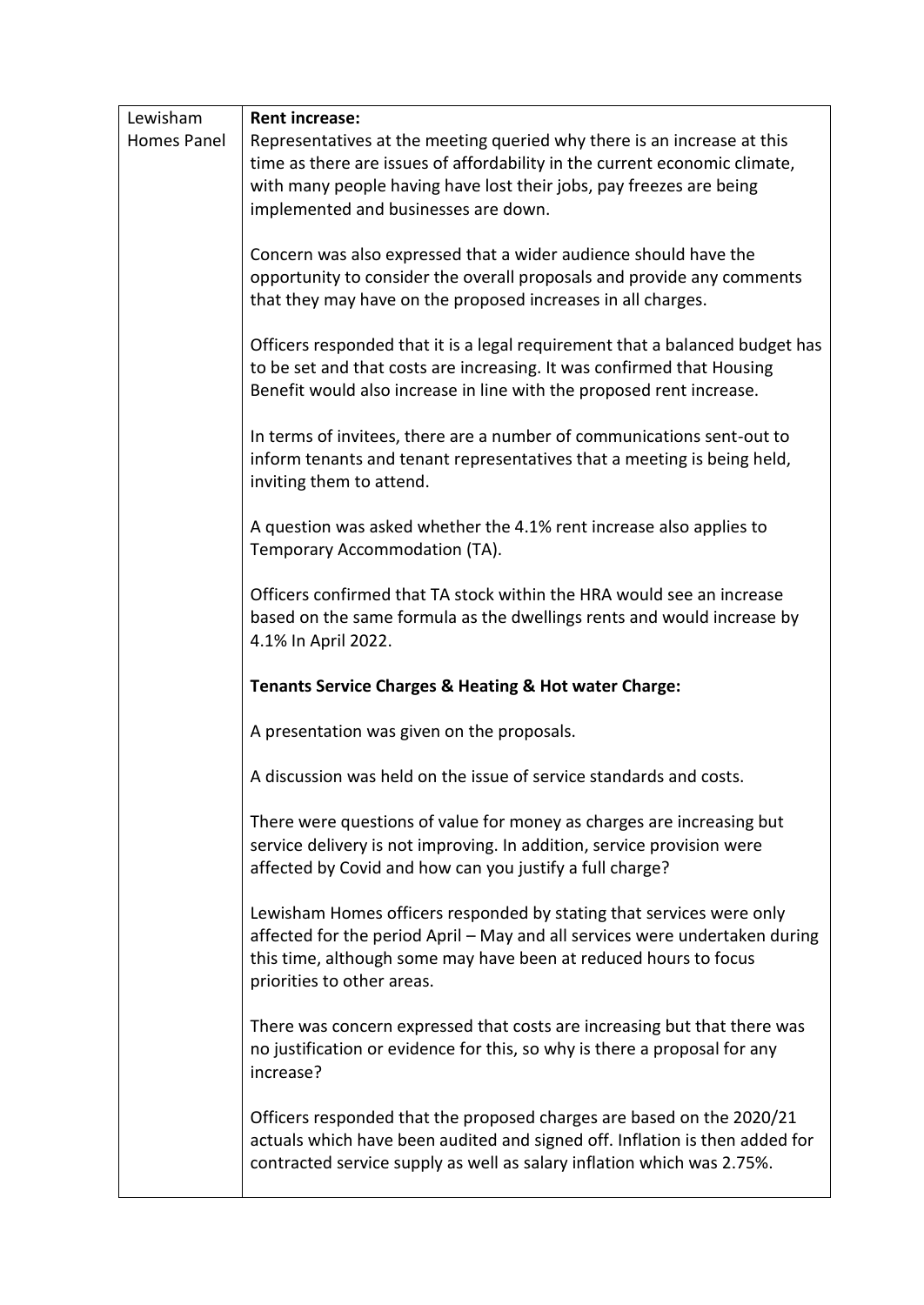| Lewisham Homes Panel | **Rent increase:**<br>Representatives at the meeting queried why there is an increase at this time as there are issues of affordability in the current economic climate, with many people having have lost their jobs, pay freezes are being implemented and businesses are down.<br><br>Concern was also expressed that a wider audience should have the opportunity to consider the overall proposals and provide any comments that they may have on the proposed increases in all charges.<br><br>Officers responded that it is a legal requirement that a balanced budget has to be set and that costs are increasing. It was confirmed that Housing Benefit would also increase in line with the proposed rent increase.<br><br>In terms of invitees, there are a number of communications sent-out to inform tenants and tenant representatives that a meeting is being held, inviting them to attend.<br><br>A question was asked whether the 4.1% rent increase also applies to Temporary Accommodation (TA).<br><br>Officers confirmed that TA stock within the HRA would see an increase based on the same formula as the dwellings rents and would increase by 4.1% In April 2022.<br><br>**Tenants Service Charges & Heating & Hot water Charge:**<br><br>A presentation was given on the proposals.<br><br>A discussion was held on the issue of service standards and costs.<br><br>There were questions of value for money as charges are increasing but service delivery is not improving. In addition, service provision were affected by Covid and how can you justify a full charge?<br><br>Lewisham Homes officers responded by stating that services were only affected for the period April – May and all services were undertaken during this time, although some may have been at reduced hours to focus priorities to other areas.<br><br>There was concern expressed that costs are increasing but that there was no justification or evidence for this, so why is there a proposal for any increase?<br><br>Officers responded that the proposed charges are based on the 2020/21 actuals which have been audited and signed off. Inflation is then added for contracted service supply as well as salary inflation which was 2.75%. |
|---|---|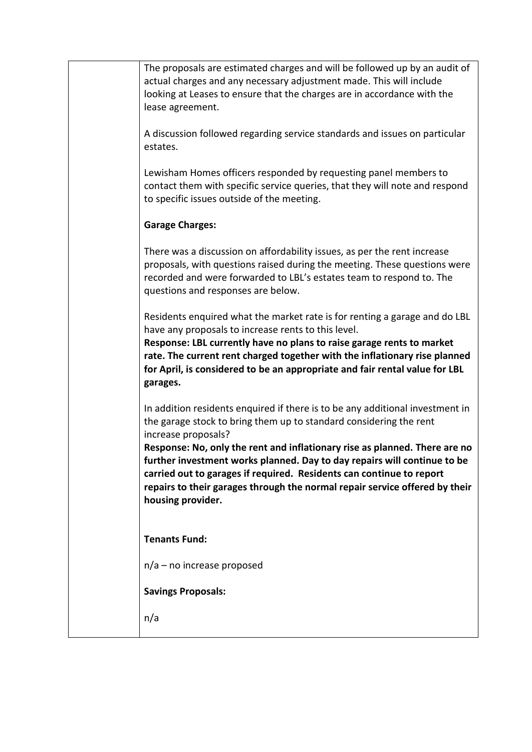| | |
|---|---|
| | The proposals are estimated charges and will be followed up by an audit of actual charges and any necessary adjustment made. This will include looking at Leases to ensure that the charges are in accordance with the lease agreement.<br><br>A discussion followed regarding service standards and issues on particular estates.<br><br>Lewisham Homes officers responded by requesting panel members to contact them with specific service queries, that they will note and respond to specific issues outside of the meeting.<br><br>**Garage Charges:**<br><br>There was a discussion on affordability issues, as per the rent increase proposals, with questions raised during the meeting. These questions were recorded and were forwarded to LBL's estates team to respond to. The questions and responses are below.<br><br>Residents enquired what the market rate is for renting a garage and do LBL have any proposals to increase rents to this level.<br>**Response: LBL currently have no plans to raise garage rents to market rate. The current rent charged together with the inflationary rise planned for April, is considered to be an appropriate and fair rental value for LBL garages.**<br><br>In addition residents enquired if there is to be any additional investment in the garage stock to bring them up to standard considering the rent increase proposals?<br>**Response: No, only the rent and inflationary rise as planned. There are no further investment works planned. Day to day repairs will continue to be carried out to garages if required. Residents can continue to report repairs to their garages through the normal repair service offered by their housing provider.**<br><br>**Tenants Fund:**<br><br>n/a – no increase proposed<br><br>**Savings Proposals:**<br><br>n/a |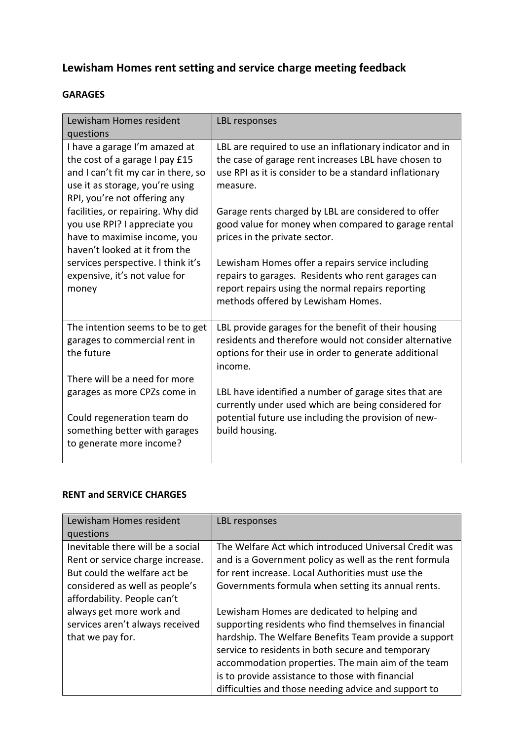## Lewisham Homes rent setting and service charge meeting feedback

### GARAGES

| Lewisham Homes resident questions | LBL responses |
|---|---|
| I have a garage I'm amazed at the cost of a garage I pay £15 and I can't fit my car in there, so use it as storage, you're using RPI, you're not offering any facilities, or repairing. Why did you use RPI? I appreciate you have to maximise income, you haven't looked at it from the services perspective. I think it's expensive, it's not value for money | LBL are required to use an inflationary indicator and in the case of garage rent increases LBL have chosen to use RPI as it is consider to be a standard inflationary measure.<br><br>Garage rents charged by LBL are considered to offer good value for money when compared to garage rental prices in the private sector.<br><br>Lewisham Homes offer a repairs service including repairs to garages. Residents who rent garages can report repairs using the normal repairs reporting methods offered by Lewisham Homes. |
| The intention seems to be to get garages to commercial rent in the future<br><br>There will be a need for more garages as more CPZs come in<br><br>Could regeneration team do something better with garages to generate more income? | LBL provide garages for the benefit of their housing residents and therefore would not consider alternative options for their use in order to generate additional income.<br><br>LBL have identified a number of garage sites that are currently under used which are being considered for potential future use including the provision of new-build housing. |

### RENT and SERVICE CHARGES

| Lewisham Homes resident questions | LBL responses |
|---|---|
| Inevitable there will be a social Rent or service charge increase. But could the welfare act be considered as well as people's affordability. People can't always get more work and services aren't always received that we pay for. | The Welfare Act which introduced Universal Credit was and is a Government policy as well as the rent formula for rent increase. Local Authorities must use the Governments formula when setting its annual rents.<br><br>Lewisham Homes are dedicated to helping and supporting residents who find themselves in financial hardship. The Welfare Benefits Team provide a support service to residents in both secure and temporary accommodation properties. The main aim of the team is to provide assistance to those with financial difficulties and those needing advice and support to |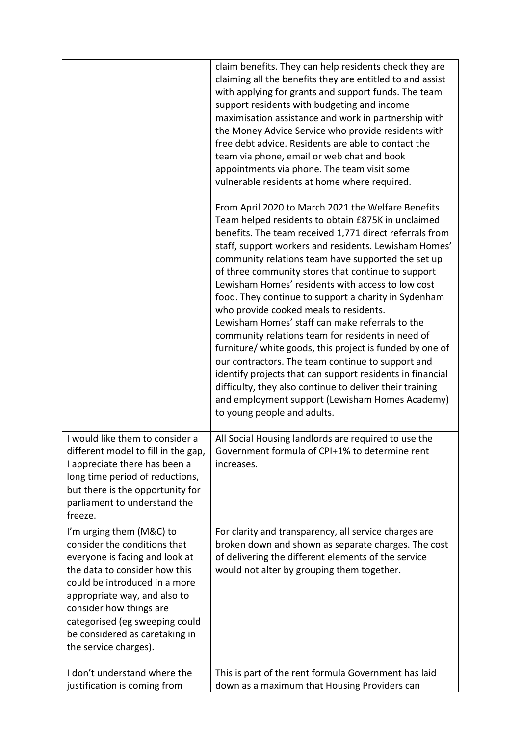| | |
|---|---|
| | claim benefits. They can help residents check they are claiming all the benefits they are entitled to and assist with applying for grants and support funds. The team support residents with budgeting and income maximisation assistance and work in partnership with the Money Advice Service who provide residents with free debt advice. Residents are able to contact the team via phone, email or web chat and book appointments via phone. The team visit some vulnerable residents at home where required.<br><br>From April 2020 to March 2021 the Welfare Benefits Team helped residents to obtain £875K in unclaimed benefits. The team received 1,771 direct referrals from staff, support workers and residents. Lewisham Homes' community relations team have supported the set up of three community stores that continue to support Lewisham Homes' residents with access to low cost food. They continue to support a charity in Sydenham who provide cooked meals to residents.<br>Lewisham Homes' staff can make referrals to the community relations team for residents in need of furniture/ white goods, this project is funded by one of our contractors. The team continue to support and identify projects that can support residents in financial difficulty, they also continue to deliver their training and employment support (Lewisham Homes Academy) to young people and adults. |
| I would like them to consider a different model to fill in the gap, I appreciate there has been a long time period of reductions, but there is the opportunity for parliament to understand the freeze. | All Social Housing landlords are required to use the Government formula of CPI+1% to determine rent increases. |
| I'm urging them (M&C) to consider the conditions that everyone is facing and look at the data to consider how this could be introduced in a more appropriate way, and also to consider how things are categorised (eg sweeping could be considered as caretaking in the service charges). | For clarity and transparency, all service charges are broken down and shown as separate charges. The cost of delivering the different elements of the service would not alter by grouping them together. |
| I don't understand where the justification is coming from | This is part of the rent formula Government has laid down as a maximum that Housing Providers can |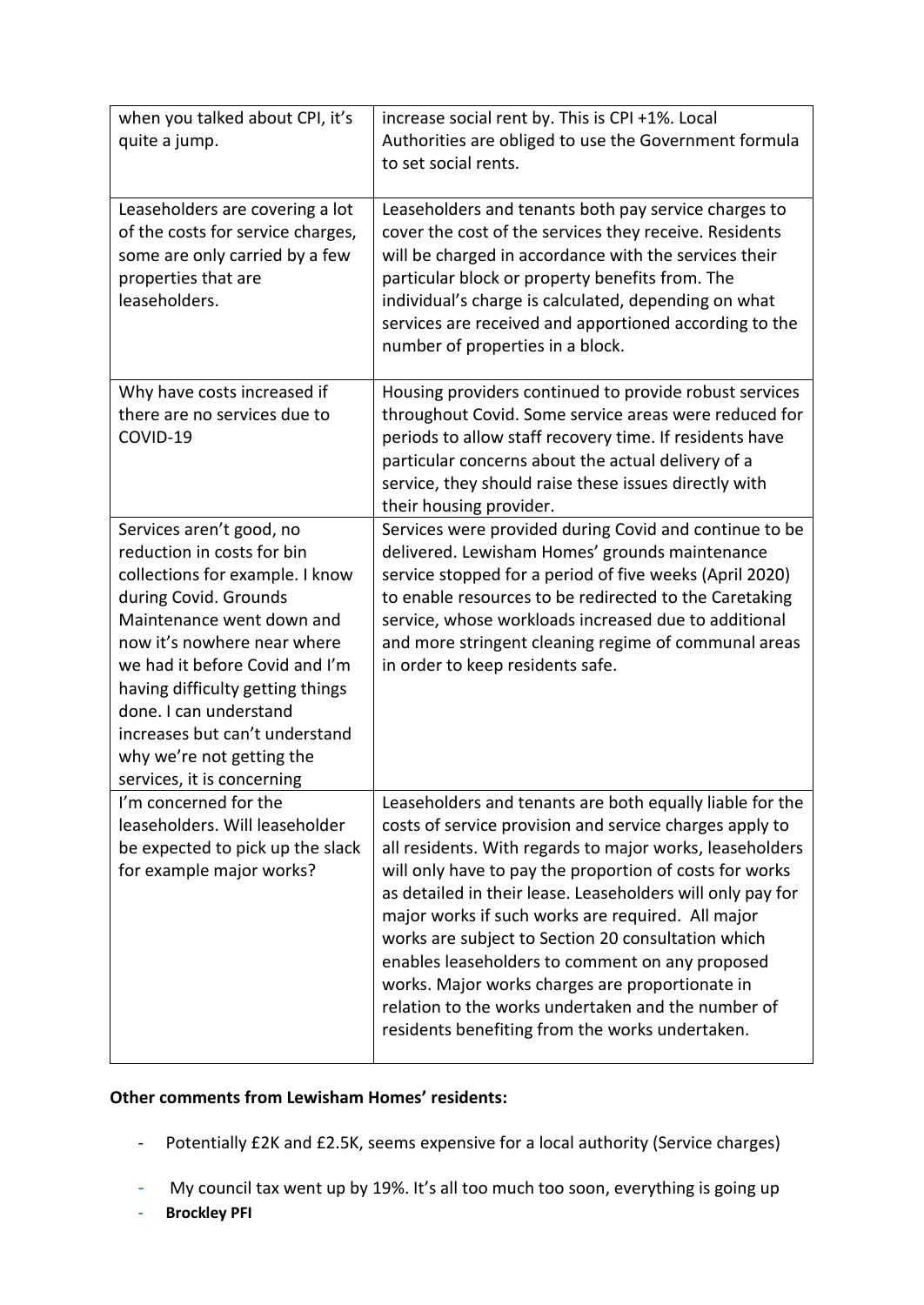| | |
|---|---|
| when you talked about CPI, it's quite a jump. | increase social rent by. This is CPI +1%. Local Authorities are obliged to use the Government formula to set social rents. |
| Leaseholders are covering a lot of the costs for service charges, some are only carried by a few properties that are leaseholders. | Leaseholders and tenants both pay service charges to cover the cost of the services they receive. Residents will be charged in accordance with the services their particular block or property benefits from. The individual's charge is calculated, depending on what services are received and apportioned according to the number of properties in a block. |
| Why have costs increased if there are no services due to COVID-19 | Housing providers continued to provide robust services throughout Covid. Some service areas were reduced for periods to allow staff recovery time. If residents have particular concerns about the actual delivery of a service, they should raise these issues directly with their housing provider. |
| Services aren't good, no reduction in costs for bin collections for example. I know during Covid. Grounds Maintenance went down and now it's nowhere near where we had it before Covid and I'm having difficulty getting things done. I can understand increases but can't understand why we're not getting the services, it is concerning | Services were provided during Covid and continue to be delivered. Lewisham Homes' grounds maintenance service stopped for a period of five weeks (April 2020) to enable resources to be redirected to the Caretaking service, whose workloads increased due to additional and more stringent cleaning regime of communal areas in order to keep residents safe. |
| I'm concerned for the leaseholders. Will leaseholder be expected to pick up the slack for example major works? | Leaseholders and tenants are both equally liable for the costs of service provision and service charges apply to all residents. With regards to major works, leaseholders will only have to pay the proportion of costs for works as detailed in their lease. Leaseholders will only pay for major works if such works are required. All major works are subject to Section 20 consultation which enables leaseholders to comment on any proposed works. Major works charges are proportionate in relation to the works undertaken and the number of residents benefiting from the works undertaken. |

**Other comments from Lewisham Homes' residents:**

- Potentially £2K and £2.5K, seems expensive for a local authority (Service charges)
- My council tax went up by 19%. It's all too much too soon, everything is going up
- **Brockley PFI**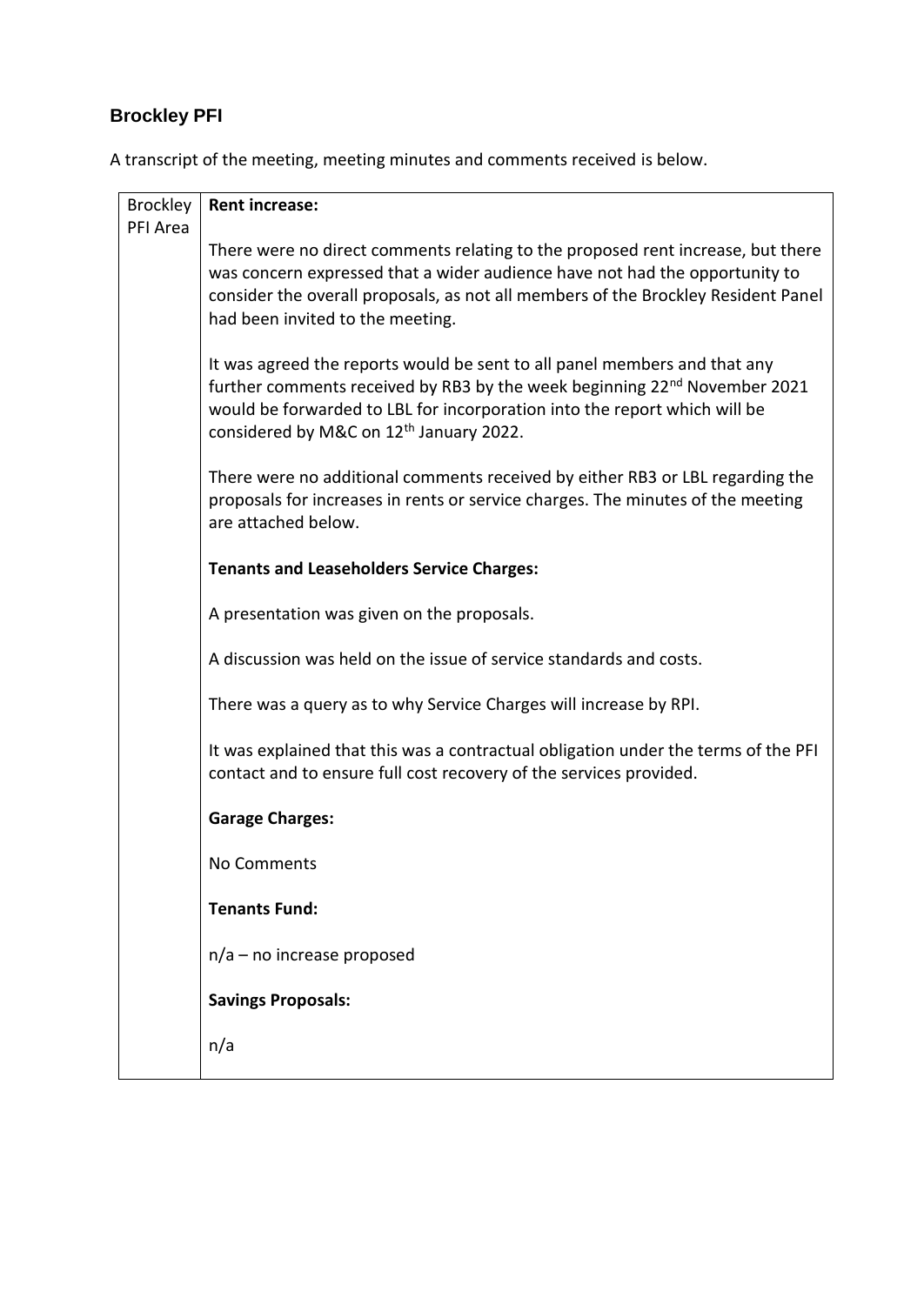## Brockley PFI

A transcript of the meeting, meeting minutes and comments received is below.

| Brockley PFI Area | **Rent increase:**<br><br>There were no direct comments relating to the proposed rent increase, but there was concern expressed that a wider audience have not had the opportunity to consider the overall proposals, as not all members of the Brockley Resident Panel had been invited to the meeting.<br><br>It was agreed the reports would be sent to all panel members and that any further comments received by RB3 by the week beginning 22nd November 2021 would be forwarded to LBL for incorporation into the report which will be considered by M&C on 12th January 2022.<br><br>There were no additional comments received by either RB3 or LBL regarding the proposals for increases in rents or service charges. The minutes of the meeting are attached below.<br><br>**Tenants and Leaseholders Service Charges:**<br><br>A presentation was given on the proposals.<br><br>A discussion was held on the issue of service standards and costs.<br><br>There was a query as to why Service Charges will increase by RPI.<br><br>It was explained that this was a contractual obligation under the terms of the PFI contact and to ensure full cost recovery of the services provided.<br><br>**Garage Charges:**<br><br>No Comments<br><br>**Tenants Fund:**<br><br>n/a – no increase proposed<br><br>**Savings Proposals:**<br><br>n/a |
|---|---|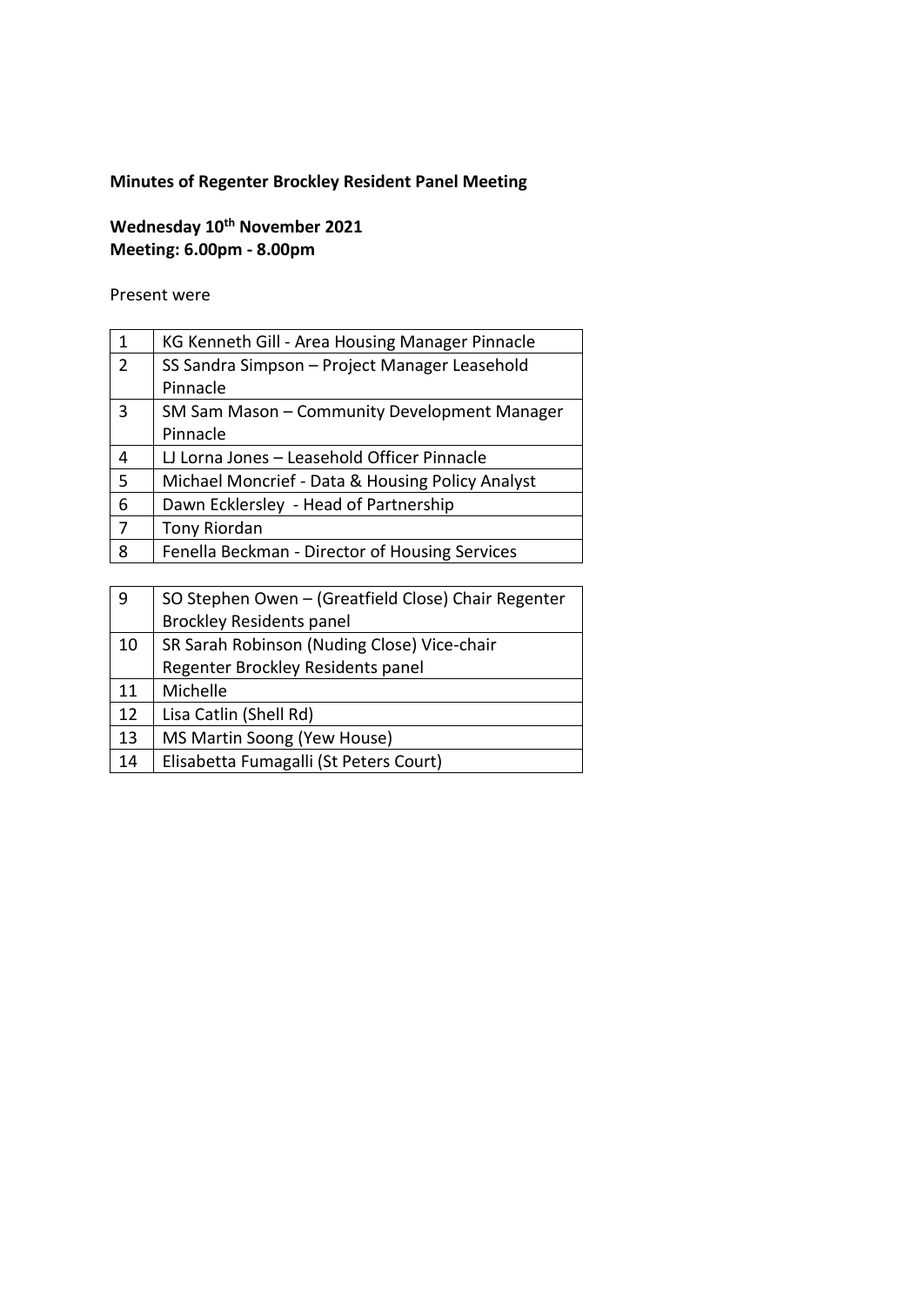**Minutes of Regenter Brockley Resident Panel Meeting**

**Wednesday 10th November 2021**
**Meeting: 6.00pm - 8.00pm**

Present were

| | |
|---|---|
| 1 | KG Kenneth Gill - Area Housing Manager Pinnacle |
| 2 | SS Sandra Simpson – Project Manager Leasehold Pinnacle |
| 3 | SM Sam Mason – Community Development Manager Pinnacle |
| 4 | LJ Lorna Jones – Leasehold Officer Pinnacle |
| 5 | Michael Moncrief - Data & Housing Policy Analyst |
| 6 | Dawn Ecklersley - Head of Partnership |
| 7 | Tony Riordan |
| 8 | Fenella Beckman - Director of Housing Services |

| | |
|---|---|
| 9 | SO Stephen Owen – (Greatfield Close) Chair Regenter Brockley Residents panel |
| 10 | SR Sarah Robinson (Nuding Close) Vice-chair Regenter Brockley Residents panel |
| 11 | Michelle |
| 12 | Lisa Catlin (Shell Rd) |
| 13 | MS Martin Soong (Yew House) |
| 14 | Elisabetta Fumagalli (St Peters Court) |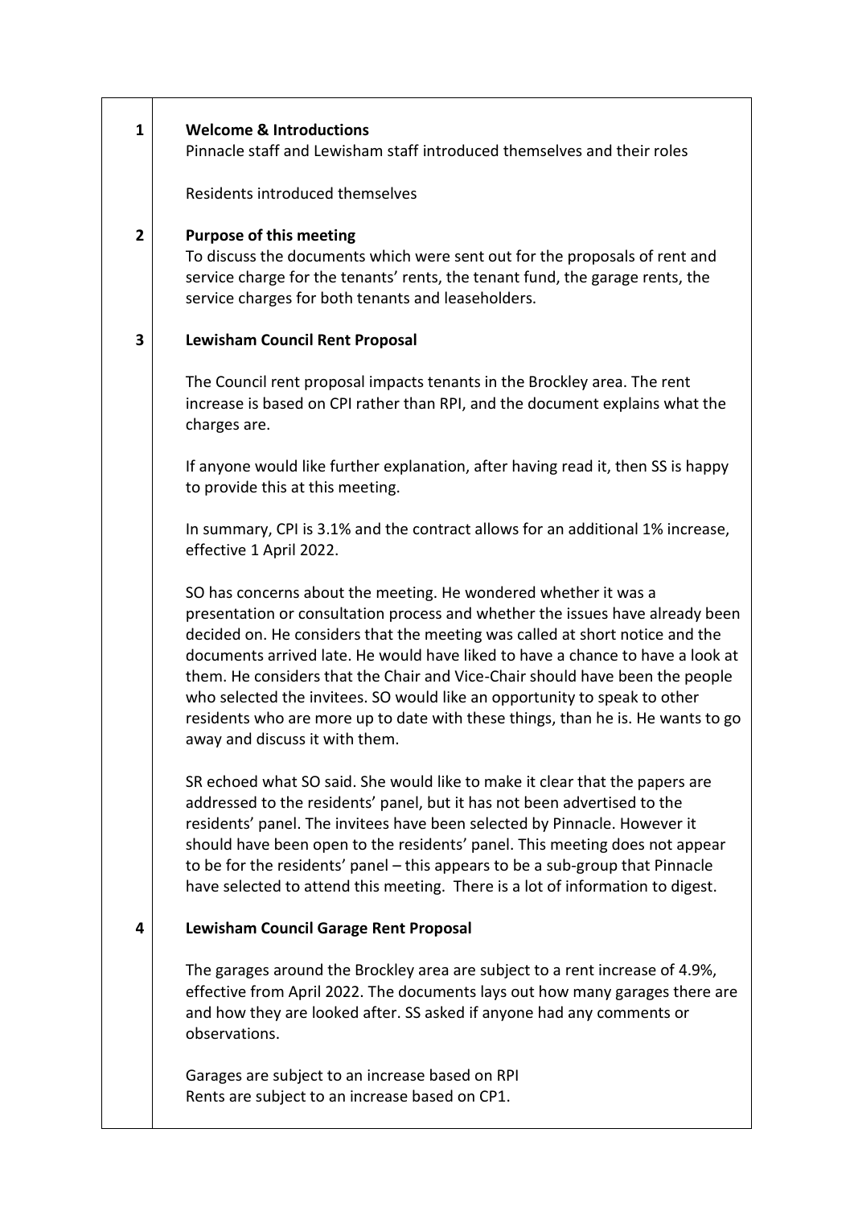| | |
|---|---|
| 1 | **Welcome & Introductions**<br>Pinnacle staff and Lewisham staff introduced themselves and their roles<br><br>Residents introduced themselves |
| 2 | **Purpose of this meeting**<br>To discuss the documents which were sent out for the proposals of rent and service charge for the tenants' rents, the tenant fund, the garage rents, the service charges for both tenants and leaseholders. |
| 3 | **Lewisham Council Rent Proposal**<br><br>The Council rent proposal impacts tenants in the Brockley area. The rent increase is based on CPI rather than RPI, and the document explains what the charges are.<br><br>If anyone would like further explanation, after having read it, then SS is happy to provide this at this meeting.<br><br>In summary, CPI is 3.1% and the contract allows for an additional 1% increase, effective 1 April 2022.<br><br>SO has concerns about the meeting. He wondered whether it was a presentation or consultation process and whether the issues have already been decided on. He considers that the meeting was called at short notice and the documents arrived late. He would have liked to have a chance to have a look at them. He considers that the Chair and Vice-Chair should have been the people who selected the invitees. SO would like an opportunity to speak to other residents who are more up to date with these things, than he is. He wants to go away and discuss it with them.<br><br>SR echoed what SO said. She would like to make it clear that the papers are addressed to the residents' panel, but it has not been advertised to the residents' panel. The invitees have been selected by Pinnacle. However it should have been open to the residents' panel. This meeting does not appear to be for the residents' panel – this appears to be a sub-group that Pinnacle have selected to attend this meeting. There is a lot of information to digest. |
| 4 | **Lewisham Council Garage Rent Proposal**<br><br>The garages around the Brockley area are subject to a rent increase of 4.9%, effective from April 2022. The documents lays out how many garages there are and how they are looked after. SS asked if anyone had any comments or observations.<br><br>Garages are subject to an increase based on RPI<br>Rents are subject to an increase based on CP1. |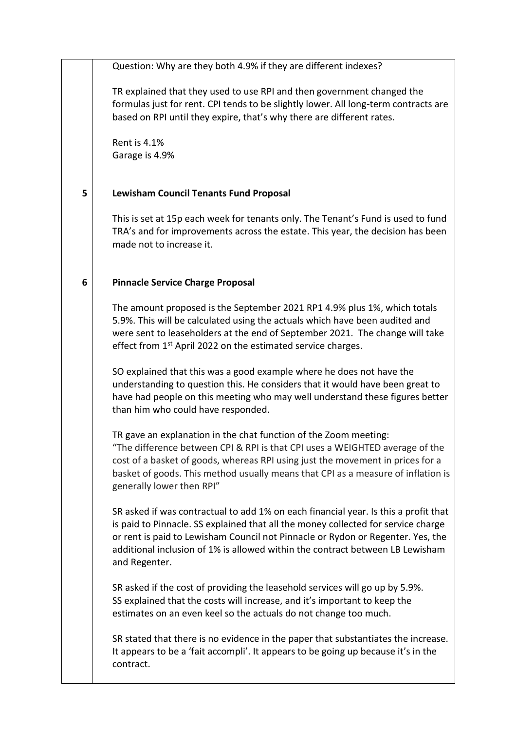Question: Why are they both 4.9% if they are different indexes?

TR explained that they used to use RPI and then government changed the formulas just for rent. CPI tends to be slightly lower. All long-term contracts are based on RPI until they expire, that's why there are different rates.

Rent is 4.1%
Garage is 4.9%

## 5 Lewisham Council Tenants Fund Proposal

This is set at 15p each week for tenants only. The Tenant's Fund is used to fund TRA's and for improvements across the estate. This year, the decision has been made not to increase it.

## 6 Pinnacle Service Charge Proposal

The amount proposed is the September 2021 RP1 4.9% plus 1%, which totals 5.9%. This will be calculated using the actuals which have been audited and were sent to leaseholders at the end of September 2021. The change will take effect from 1st April 2022 on the estimated service charges.

SO explained that this was a good example where he does not have the understanding to question this. He considers that it would have been great to have had people on this meeting who may well understand these figures better than him who could have responded.

TR gave an explanation in the chat function of the Zoom meeting:
"The difference between CPI & RPI is that CPI uses a WEIGHTED average of the cost of a basket of goods, whereas RPI using just the movement in prices for a basket of goods. This method usually means that CPI as a measure of inflation is generally lower then RPI"

SR asked if was contractual to add 1% on each financial year. Is this a profit that is paid to Pinnacle. SS explained that all the money collected for service charge or rent is paid to Lewisham Council not Pinnacle or Rydon or Regenter. Yes, the additional inclusion of 1% is allowed within the contract between LB Lewisham and Regenter.

SR asked if the cost of providing the leasehold services will go up by 5.9%. SS explained that the costs will increase, and it's important to keep the estimates on an even keel so the actuals do not change too much.

SR stated that there is no evidence in the paper that substantiates the increase. It appears to be a 'fait accompli'. It appears to be going up because it's in the contract.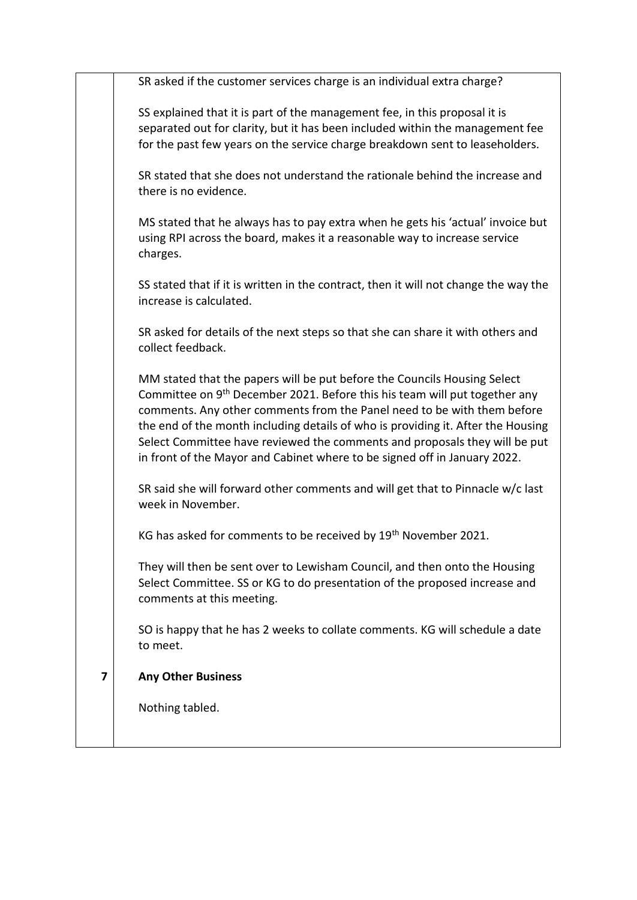SR asked if the customer services charge is an individual extra charge?

SS explained that it is part of the management fee, in this proposal it is separated out for clarity, but it has been included within the management fee for the past few years on the service charge breakdown sent to leaseholders.

SR stated that she does not understand the rationale behind the increase and there is no evidence.

MS stated that he always has to pay extra when he gets his 'actual' invoice but using RPI across the board, makes it a reasonable way to increase service charges.

SS stated that if it is written in the contract, then it will not change the way the increase is calculated.

SR asked for details of the next steps so that she can share it with others and collect feedback.

MM stated that the papers will be put before the Councils Housing Select Committee on 9th December 2021. Before this his team will put together any comments. Any other comments from the Panel need to be with them before the end of the month including details of who is providing it. After the Housing Select Committee have reviewed the comments and proposals they will be put in front of the Mayor and Cabinet where to be signed off in January 2022.

SR said she will forward other comments and will get that to Pinnacle w/c last week in November.

KG has asked for comments to be received by 19th November 2021.

They will then be sent over to Lewisham Council, and then onto the Housing Select Committee. SS or KG to do presentation of the proposed increase and comments at this meeting.

SO is happy that he has 2 weeks to collate comments. KG will schedule a date to meet.

**7 Any Other Business**

Nothing tabled.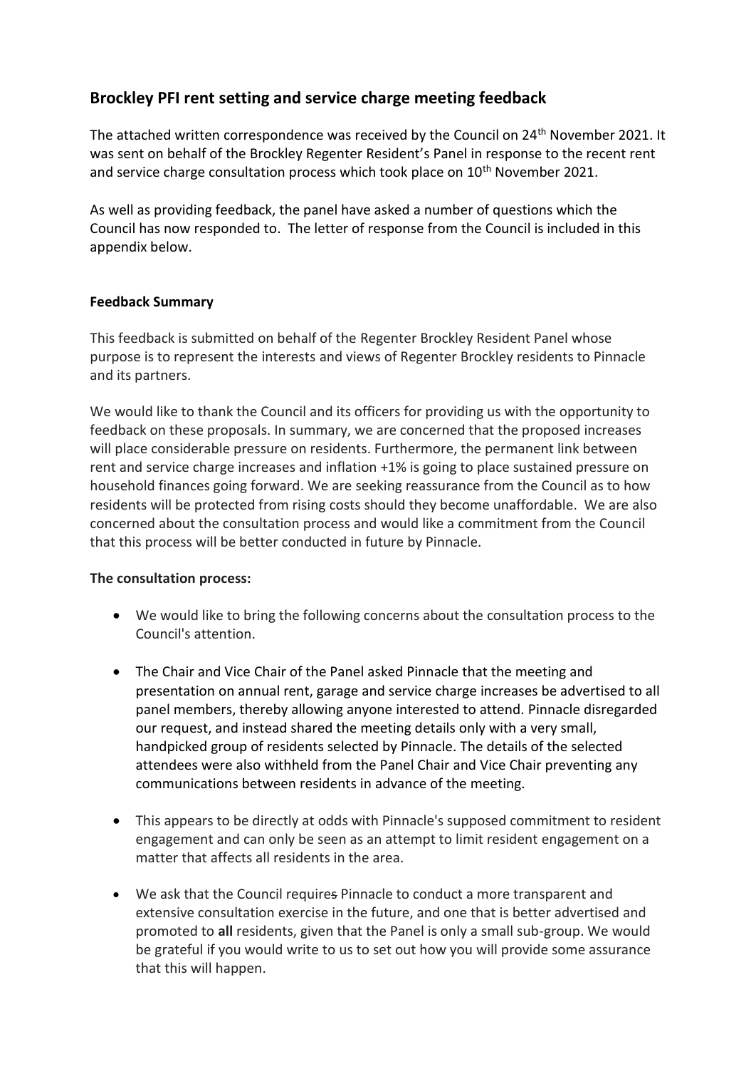## Brockley PFI rent setting and service charge meeting feedback

The attached written correspondence was received by the Council on 24th November 2021. It was sent on behalf of the Brockley Regenter Resident's Panel in response to the recent rent and service charge consultation process which took place on 10th November 2021.

As well as providing feedback, the panel have asked a number of questions which the Council has now responded to. The letter of response from the Council is included in this appendix below.

**Feedback Summary**

This feedback is submitted on behalf of the Regenter Brockley Resident Panel whose purpose is to represent the interests and views of Regenter Brockley residents to Pinnacle and its partners.

We would like to thank the Council and its officers for providing us with the opportunity to feedback on these proposals. In summary, we are concerned that the proposed increases will place considerable pressure on residents. Furthermore, the permanent link between rent and service charge increases and inflation +1% is going to place sustained pressure on household finances going forward. We are seeking reassurance from the Council as to how residents will be protected from rising costs should they become unaffordable. We are also concerned about the consultation process and would like a commitment from the Council that this process will be better conducted in future by Pinnacle.

**The consultation process:**

- We would like to bring the following concerns about the consultation process to the Council's attention.
- The Chair and Vice Chair of the Panel asked Pinnacle that the meeting and presentation on annual rent, garage and service charge increases be advertised to all panel members, thereby allowing anyone interested to attend. Pinnacle disregarded our request, and instead shared the meeting details only with a very small, handpicked group of residents selected by Pinnacle. The details of the selected attendees were also withheld from the Panel Chair and Vice Chair preventing any communications between residents in advance of the meeting.
- This appears to be directly at odds with Pinnacle's supposed commitment to resident engagement and can only be seen as an attempt to limit resident engagement on a matter that affects all residents in the area.
- We ask that the Council requires ~~s~~ Pinnacle to conduct a more transparent and extensive consultation exercise in the future, and one that is better advertised and promoted to **all** residents, given that the Panel is only a small sub-group. We would be grateful if you would write to us to set out how you will provide some assurance that this will happen.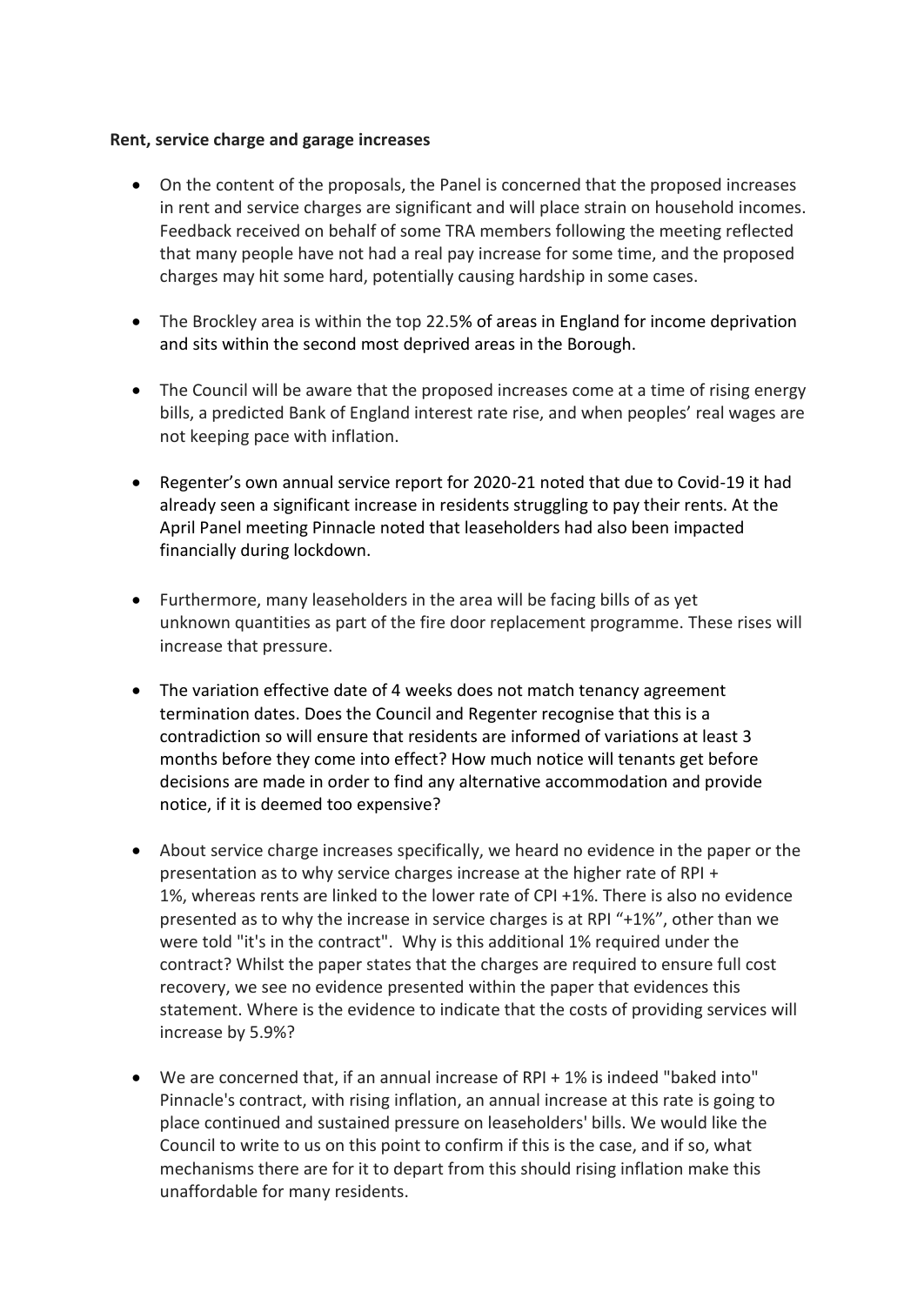**Rent, service charge and garage increases**

- On the content of the proposals, the Panel is concerned that the proposed increases in rent and service charges are significant and will place strain on household incomes. Feedback received on behalf of some TRA members following the meeting reflected that many people have not had a real pay increase for some time, and the proposed charges may hit some hard, potentially causing hardship in some cases.

- The Brockley area is within the top 22.5% of areas in England for income deprivation and sits within the second most deprived areas in the Borough.

- The Council will be aware that the proposed increases come at a time of rising energy bills, a predicted Bank of England interest rate rise, and when peoples' real wages are not keeping pace with inflation.

- Regenter's own annual service report for 2020-21 noted that due to Covid-19 it had already seen a significant increase in residents struggling to pay their rents. At the April Panel meeting Pinnacle noted that leaseholders had also been impacted financially during lockdown.

- Furthermore, many leaseholders in the area will be facing bills of as yet unknown quantities as part of the fire door replacement programme. These rises will increase that pressure.

- The variation effective date of 4 weeks does not match tenancy agreement termination dates. Does the Council and Regenter recognise that this is a contradiction so will ensure that residents are informed of variations at least 3 months before they come into effect? How much notice will tenants get before decisions are made in order to find any alternative accommodation and provide notice, if it is deemed too expensive?

- About service charge increases specifically, we heard no evidence in the paper or the presentation as to why service charges increase at the higher rate of RPI + 1%, whereas rents are linked to the lower rate of CPI +1%. There is also no evidence presented as to why the increase in service charges is at RPI "+1%", other than we were told "it's in the contract". Why is this additional 1% required under the contract? Whilst the paper states that the charges are required to ensure full cost recovery, we see no evidence presented within the paper that evidences this statement. Where is the evidence to indicate that the costs of providing services will increase by 5.9%?

- We are concerned that, if an annual increase of RPI + 1% is indeed "baked into" Pinnacle's contract, with rising inflation, an annual increase at this rate is going to place continued and sustained pressure on leaseholders' bills. We would like the Council to write to us on this point to confirm if this is the case, and if so, what mechanisms there are for it to depart from this should rising inflation make this unaffordable for many residents.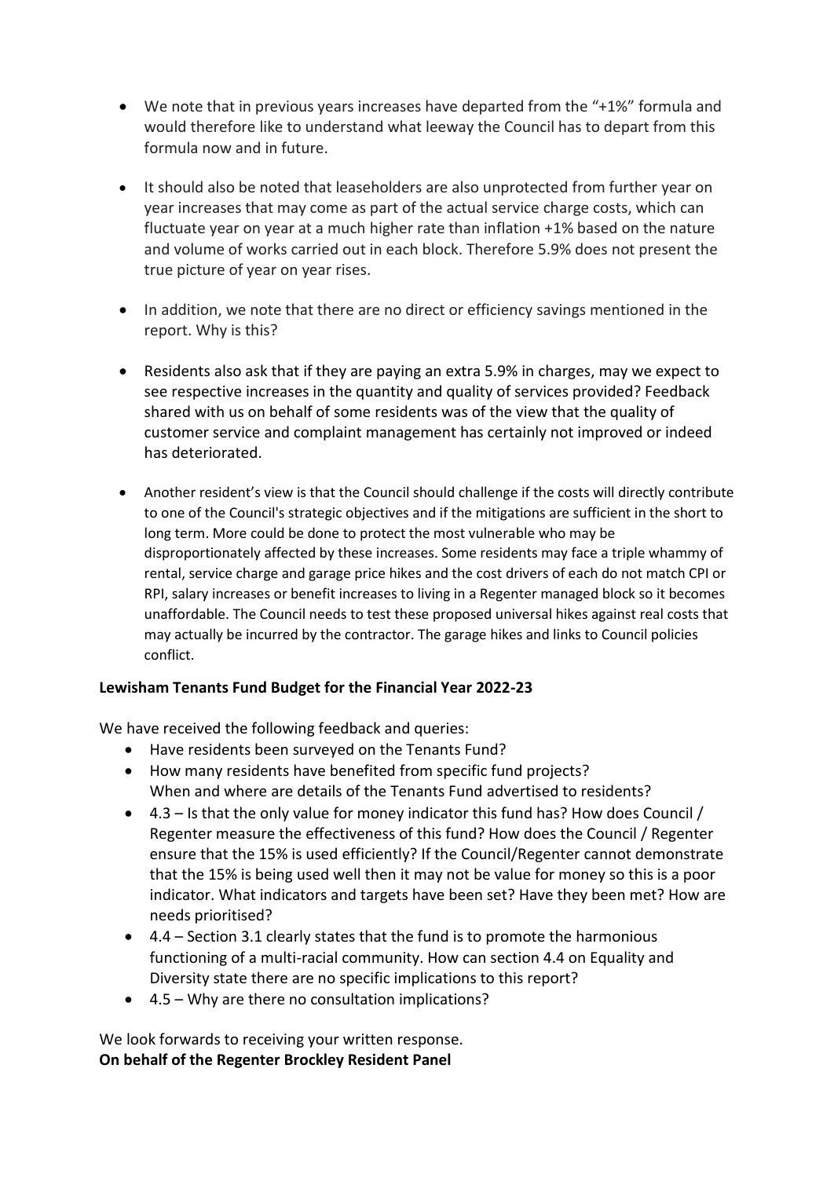- We note that in previous years increases have departed from the "+1%" formula and would therefore like to understand what leeway the Council has to depart from this formula now and in future.
- It should also be noted that leaseholders are also unprotected from further year on year increases that may come as part of the actual service charge costs, which can fluctuate year on year at a much higher rate than inflation +1% based on the nature and volume of works carried out in each block. Therefore 5.9% does not present the true picture of year on year rises.
- In addition, we note that there are no direct or efficiency savings mentioned in the report. Why is this?
- Residents also ask that if they are paying an extra 5.9% in charges, may we expect to see respective increases in the quantity and quality of services provided? Feedback shared with us on behalf of some residents was of the view that the quality of customer service and complaint management has certainly not improved or indeed has deteriorated.
- Another resident's view is that the Council should challenge if the costs will directly contribute to one of the Council's strategic objectives and if the mitigations are sufficient in the short to long term. More could be done to protect the most vulnerable who may be disproportionately affected by these increases. Some residents may face a triple whammy of rental, service charge and garage price hikes and the cost drivers of each do not match CPI or RPI, salary increases or benefit increases to living in a Regenter managed block so it becomes unaffordable. The Council needs to test these proposed universal hikes against real costs that may actually be incurred by the contractor. The garage hikes and links to Council policies conflict.

**Lewisham Tenants Fund Budget for the Financial Year 2022-23**

We have received the following feedback and queries:

- Have residents been surveyed on the Tenants Fund?
- How many residents have benefited from specific fund projects?
  When and where are details of the Tenants Fund advertised to residents?
- 4.3 – Is that the only value for money indicator this fund has? How does Council / Regenter measure the effectiveness of this fund? How does the Council / Regenter ensure that the 15% is used efficiently? If the Council/Regenter cannot demonstrate that the 15% is being used well then it may not be value for money so this is a poor indicator. What indicators and targets have been set? Have they been met? How are needs prioritised?
- 4.4 – Section 3.1 clearly states that the fund is to promote the harmonious functioning of a multi-racial community. How can section 4.4 on Equality and Diversity state there are no specific implications to this report?
- 4.5 – Why are there no consultation implications?

We look forwards to receiving your written response.
**On behalf of the Regenter Brockley Resident Panel**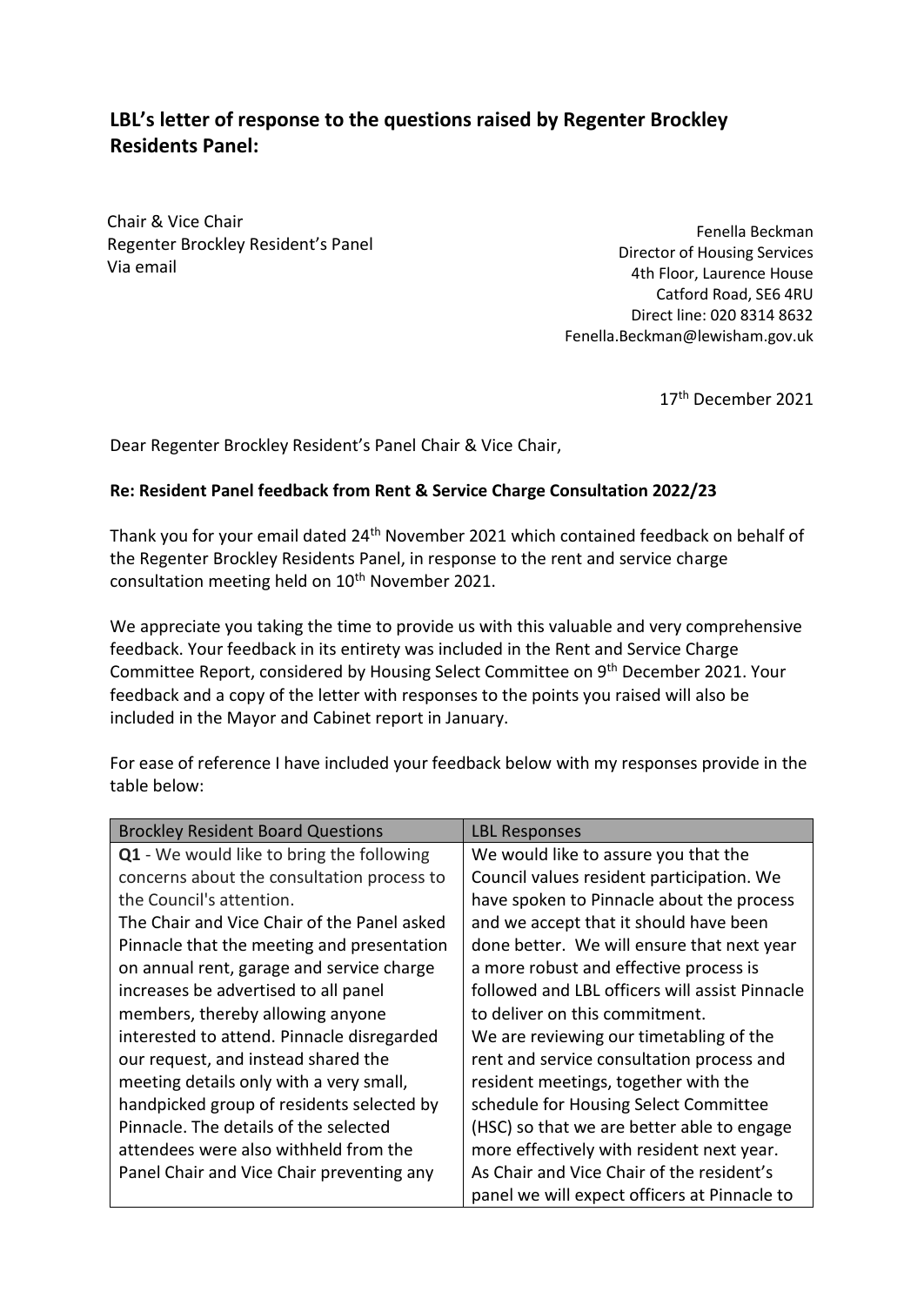## LBL's letter of response to the questions raised by Regenter Brockley Residents Panel:

Chair & Vice Chair
Regenter Brockley Resident's Panel
Via email

Fenella Beckman
Director of Housing Services
4th Floor, Laurence House
Catford Road, SE6 4RU
Direct line: 020 8314 8632
Fenella.Beckman@lewisham.gov.uk

17th December 2021

Dear Regenter Brockley Resident's Panel Chair & Vice Chair,

**Re: Resident Panel feedback from Rent & Service Charge Consultation 2022/23**

Thank you for your email dated 24th November 2021 which contained feedback on behalf of the Regenter Brockley Residents Panel, in response to the rent and service charge consultation meeting held on 10th November 2021.

We appreciate you taking the time to provide us with this valuable and very comprehensive feedback. Your feedback in its entirety was included in the Rent and Service Charge Committee Report, considered by Housing Select Committee on 9th December 2021. Your feedback and a copy of the letter with responses to the points you raised will also be included in the Mayor and Cabinet report in January.

For ease of reference I have included your feedback below with my responses provide in the table below:

| Brockley Resident Board Questions | LBL Responses |
|---|---|
| **Q1** - We would like to bring the following concerns about the consultation process to the Council's attention.<br>The Chair and Vice Chair of the Panel asked Pinnacle that the meeting and presentation on annual rent, garage and service charge increases be advertised to all panel members, thereby allowing anyone interested to attend. Pinnacle disregarded our request, and instead shared the meeting details only with a very small, handpicked group of residents selected by Pinnacle. The details of the selected attendees were also withheld from the Panel Chair and Vice Chair preventing any | We would like to assure you that the Council values resident participation. We have spoken to Pinnacle about the process and we accept that it should have been done better. We will ensure that next year a more robust and effective process is followed and LBL officers will assist Pinnacle to deliver on this commitment.<br>We are reviewing our timetabling of the rent and service consultation process and resident meetings, together with the schedule for Housing Select Committee (HSC) so that we are better able to engage more effectively with resident next year.<br>As Chair and Vice Chair of the resident's panel we will expect officers at Pinnacle to |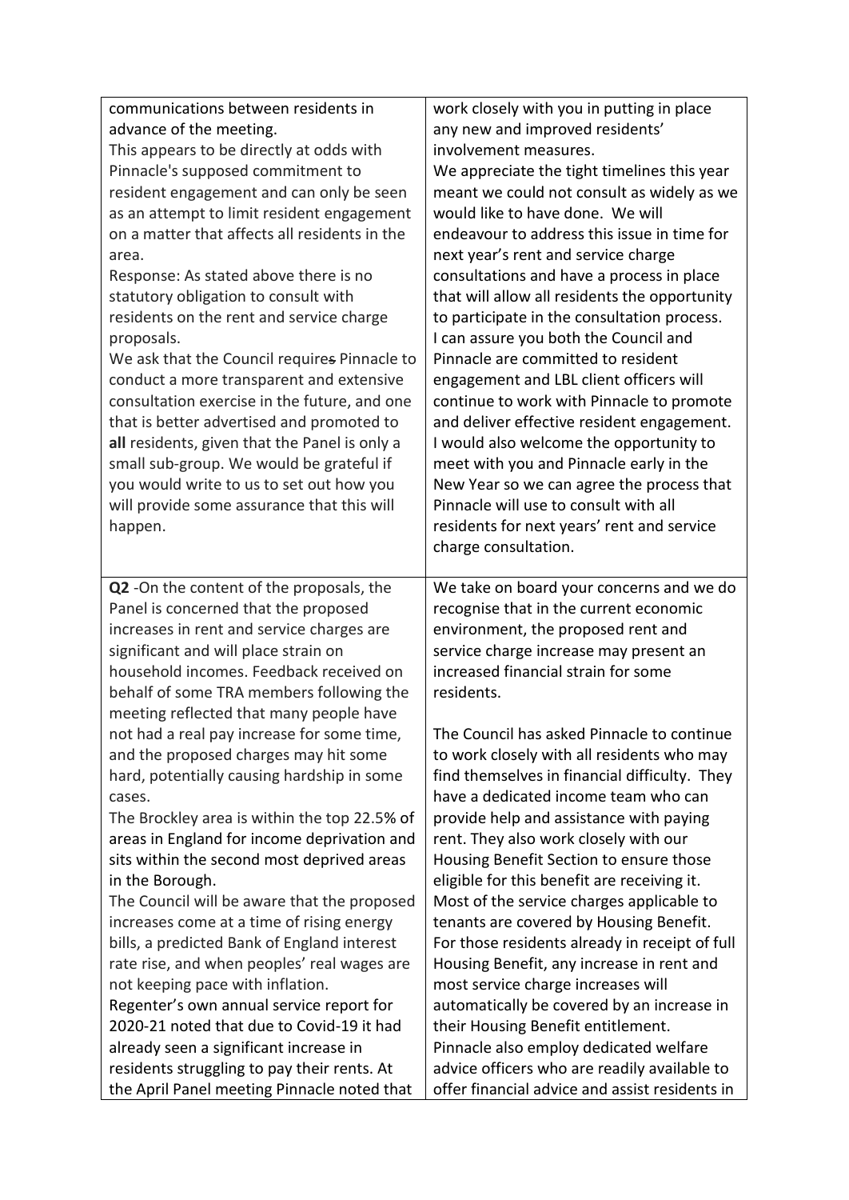| | |
|---|---|
| communications between residents in advance of the meeting.<br>This appears to be directly at odds with Pinnacle's supposed commitment to resident engagement and can only be seen as an attempt to limit resident engagement on a matter that affects all residents in the area.<br>Response: As stated above there is no statutory obligation to consult with residents on the rent and service charge proposals.<br>We ask that the Council ~~requires~~ require Pinnacle to conduct a more transparent and extensive consultation exercise in the future, and one that is better advertised and promoted to **all** residents, given that the Panel is only a small sub-group. We would be grateful if you would write to us to set out how you will provide some assurance that this will happen. | work closely with you in putting in place any new and improved residents' involvement measures.<br>We appreciate the tight timelines this year meant we could not consult as widely as we would like to have done. We will endeavour to address this issue in time for next year's rent and service charge consultations and have a process in place that will allow all residents the opportunity to participate in the consultation process.<br>I can assure you both the Council and Pinnacle are committed to resident engagement and LBL client officers will continue to work with Pinnacle to promote and deliver effective resident engagement.<br>I would also welcome the opportunity to meet with you and Pinnacle early in the New Year so we can agree the process that Pinnacle will use to consult with all residents for next years' rent and service charge consultation. |
| **Q2** -On the content of the proposals, the Panel is concerned that the proposed increases in rent and service charges are significant and will place strain on household incomes. Feedback received on behalf of some TRA members following the meeting reflected that many people have not had a real pay increase for some time, and the proposed charges may hit some hard, potentially causing hardship in some cases.<br>The Brockley area is within the top 22.5% of areas in England for income deprivation and sits within the second most deprived areas in the Borough.<br>The Council will be aware that the proposed increases come at a time of rising energy bills, a predicted Bank of England interest rate rise, and when peoples' real wages are not keeping pace with inflation.<br>Regenter's own annual service report for 2020-21 noted that due to Covid-19 it had already seen a significant increase in residents struggling to pay their rents. At the April Panel meeting Pinnacle noted that | We take on board your concerns and we do recognise that in the current economic environment, the proposed rent and service charge increase may present an increased financial strain for some residents.<br><br>The Council has asked Pinnacle to continue to work closely with all residents who may find themselves in financial difficulty. They have a dedicated income team who can provide help and assistance with paying rent. They also work closely with our Housing Benefit Section to ensure those eligible for this benefit are receiving it.<br>Most of the service charges applicable to tenants are covered by Housing Benefit.<br>For those residents already in receipt of full Housing Benefit, any increase in rent and most service charge increases will automatically be covered by an increase in their Housing Benefit entitlement.<br>Pinnacle also employ dedicated welfare advice officers who are readily available to offer financial advice and assist residents in |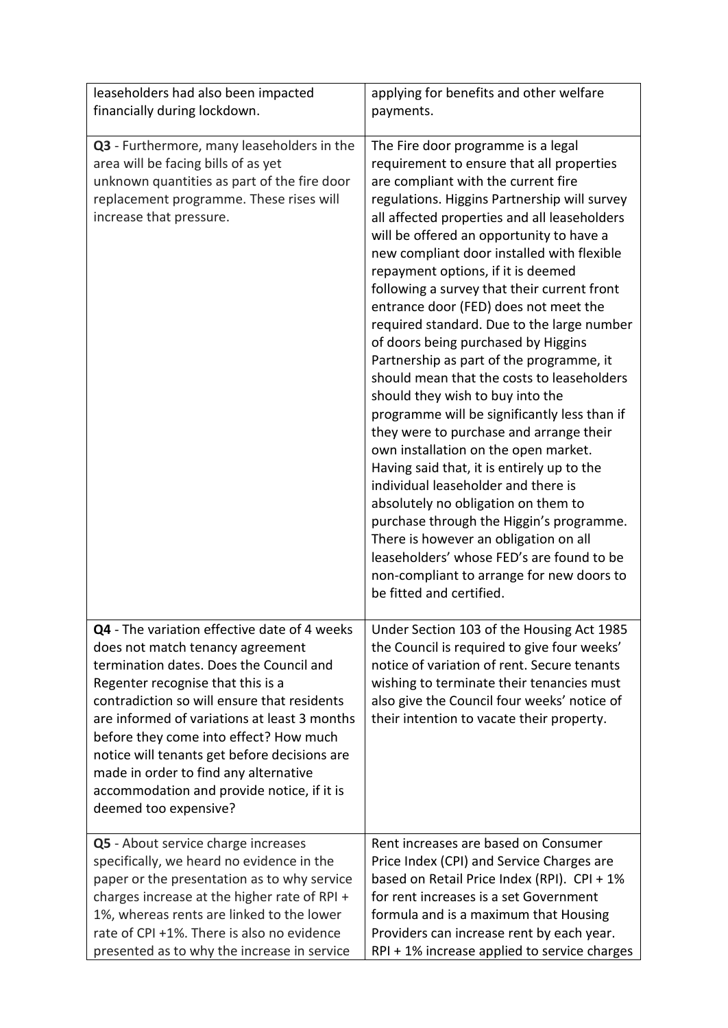| | |
|---|---|
| leaseholders had also been impacted financially during lockdown. | applying for benefits and other welfare payments. |
| **Q3** - Furthermore, many leaseholders in the area will be facing bills of as yet unknown quantities as part of the fire door replacement programme. These rises will increase that pressure. | The Fire door programme is a legal requirement to ensure that all properties are compliant with the current fire regulations. Higgins Partnership will survey all affected properties and all leaseholders will be offered an opportunity to have a new compliant door installed with flexible repayment options, if it is deemed following a survey that their current front entrance door (FED) does not meet the required standard. Due to the large number of doors being purchased by Higgins Partnership as part of the programme, it should mean that the costs to leaseholders should they wish to buy into the programme will be significantly less than if they were to purchase and arrange their own installation on the open market. Having said that, it is entirely up to the individual leaseholder and there is absolutely no obligation on them to purchase through the Higgin's programme. There is however an obligation on all leaseholders' whose FED's are found to be non-compliant to arrange for new doors to be fitted and certified. |
| **Q4** - The variation effective date of 4 weeks does not match tenancy agreement termination dates. Does the Council and Regenter recognise that this is a contradiction so will ensure that residents are informed of variations at least 3 months before they come into effect? How much notice will tenants get before decisions are made in order to find any alternative accommodation and provide notice, if it is deemed too expensive? | Under Section 103 of the Housing Act 1985 the Council is required to give four weeks' notice of variation of rent. Secure tenants wishing to terminate their tenancies must also give the Council four weeks' notice of their intention to vacate their property. |
| **Q5** - About service charge increases specifically, we heard no evidence in the paper or the presentation as to why service charges increase at the higher rate of RPI + 1%, whereas rents are linked to the lower rate of CPI +1%. There is also no evidence presented as to why the increase in service | Rent increases are based on Consumer Price Index (CPI) and Service Charges are based on Retail Price Index (RPI). CPI + 1% for rent increases is a set Government formula and is a maximum that Housing Providers can increase rent by each year. RPI + 1% increase applied to service charges |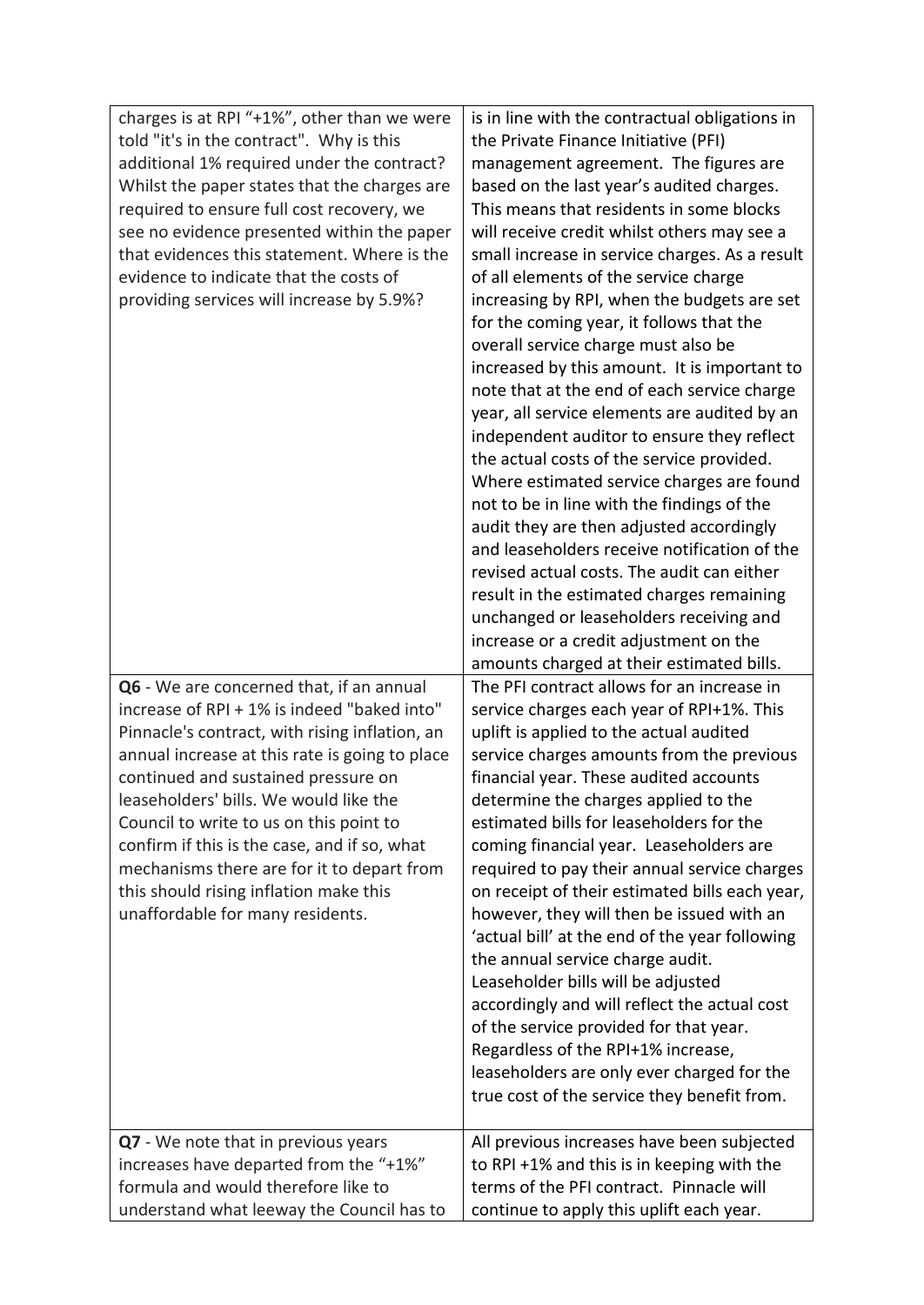| | |
|---|---|
| charges is at RPI "+1%", other than we were told "it's in the contract". Why is this additional 1% required under the contract? Whilst the paper states that the charges are required to ensure full cost recovery, we see no evidence presented within the paper that evidences this statement. Where is the evidence to indicate that the costs of providing services will increase by 5.9%? | is in line with the contractual obligations in the Private Finance Initiative (PFI) management agreement. The figures are based on the last year's audited charges. This means that residents in some blocks will receive credit whilst others may see a small increase in service charges. As a result of all elements of the service charge increasing by RPI, when the budgets are set for the coming year, it follows that the overall service charge must also be increased by this amount. It is important to note that at the end of each service charge year, all service elements are audited by an independent auditor to ensure they reflect the actual costs of the service provided. Where estimated service charges are found not to be in line with the findings of the audit they are then adjusted accordingly and leaseholders receive notification of the revised actual costs. The audit can either result in the estimated charges remaining unchanged or leaseholders receiving and increase or a credit adjustment on the amounts charged at their estimated bills. |
| **Q6** - We are concerned that, if an annual increase of RPI + 1% is indeed "baked into" Pinnacle's contract, with rising inflation, an annual increase at this rate is going to place continued and sustained pressure on leaseholders' bills. We would like the Council to write to us on this point to confirm if this is the case, and if so, what mechanisms there are for it to depart from this should rising inflation make this unaffordable for many residents. | The PFI contract allows for an increase in service charges each year of RPI+1%. This uplift is applied to the actual audited service charges amounts from the previous financial year. These audited accounts determine the charges applied to the estimated bills for leaseholders for the coming financial year. Leaseholders are required to pay their annual service charges on receipt of their estimated bills each year, however, they will then be issued with an 'actual bill' at the end of the year following the annual service charge audit. Leaseholder bills will be adjusted accordingly and will reflect the actual cost of the service provided for that year. Regardless of the RPI+1% increase, leaseholders are only ever charged for the true cost of the service they benefit from. |
| **Q7** - We note that in previous years increases have departed from the "+1%" formula and would therefore like to understand what leeway the Council has to | All previous increases have been subjected to RPI +1% and this is in keeping with the terms of the PFI contract. Pinnacle will continue to apply this uplift each year. |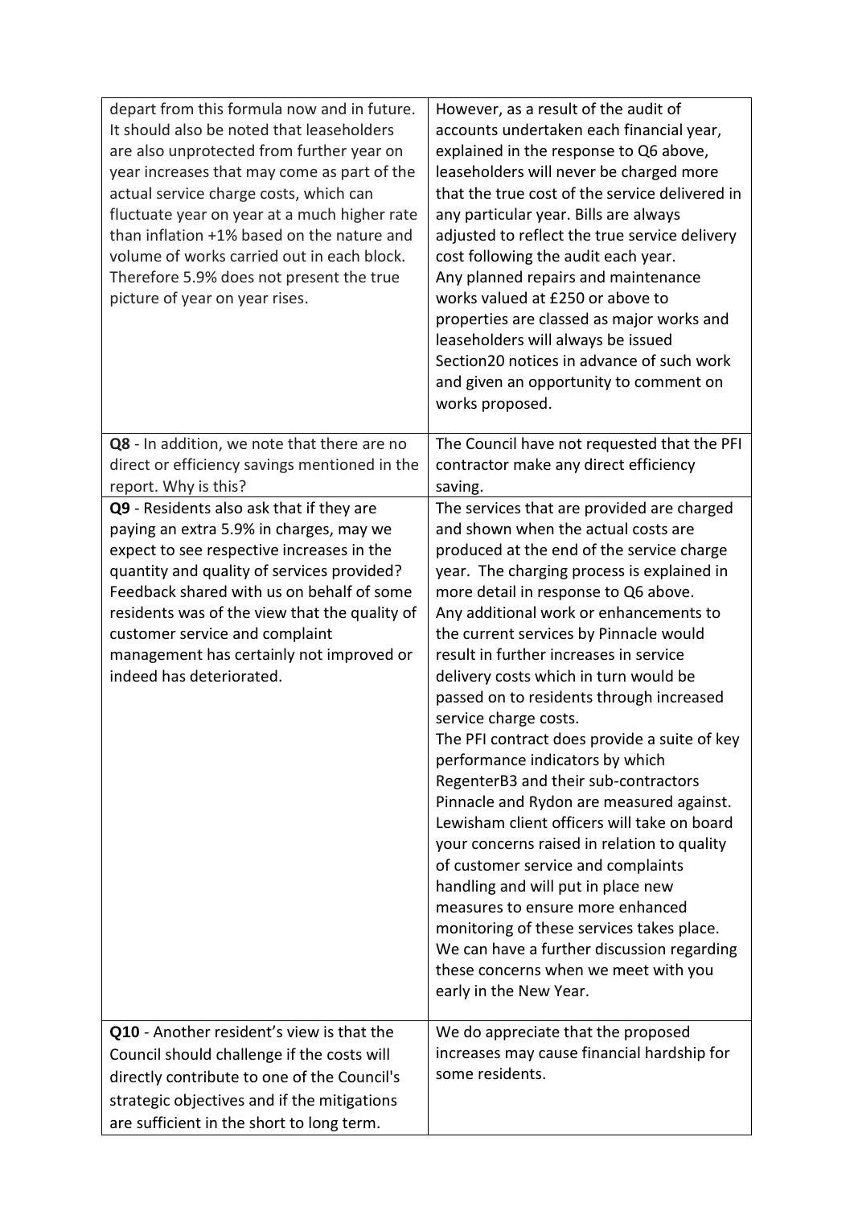| | |
|---|---|
| depart from this formula now and in future. It should also be noted that leaseholders are also unprotected from further year on year increases that may come as part of the actual service charge costs, which can fluctuate year on year at a much higher rate than inflation +1% based on the nature and volume of works carried out in each block. Therefore 5.9% does not present the true picture of year on year rises. | However, as a result of the audit of accounts undertaken each financial year, explained in the response to Q6 above, leaseholders will never be charged more that the true cost of the service delivered in any particular year. Bills are always adjusted to reflect the true service delivery cost following the audit each year.<br>Any planned repairs and maintenance works valued at £250 or above to properties are classed as major works and leaseholders will always be issued Section20 notices in advance of such work and given an opportunity to comment on works proposed. |
| **Q8** - In addition, we note that there are no direct or efficiency savings mentioned in the report. Why is this? | The Council have not requested that the PFI contractor make any direct efficiency saving. |
| **Q9** - Residents also ask that if they are paying an extra 5.9% in charges, may we expect to see respective increases in the quantity and quality of services provided? Feedback shared with us on behalf of some residents was of the view that the quality of customer service and complaint management has certainly not improved or indeed has deteriorated. | The services that are provided are charged and shown when the actual costs are produced at the end of the service charge year. The charging process is explained in more detail in response to Q6 above.<br>Any additional work or enhancements to the current services by Pinnacle would result in further increases in service delivery costs which in turn would be passed on to residents through increased service charge costs.<br>The PFI contract does provide a suite of key performance indicators by which RegenterB3 and their sub-contractors Pinnacle and Rydon are measured against. Lewisham client officers will take on board your concerns raised in relation to quality of customer service and complaints handling and will put in place new measures to ensure more enhanced monitoring of these services takes place. We can have a further discussion regarding these concerns when we meet with you early in the New Year. |
| **Q10** - Another resident's view is that the Council should challenge if the costs will directly contribute to one of the Council's strategic objectives and if the mitigations are sufficient in the short to long term. | We do appreciate that the proposed increases may cause financial hardship for some residents. |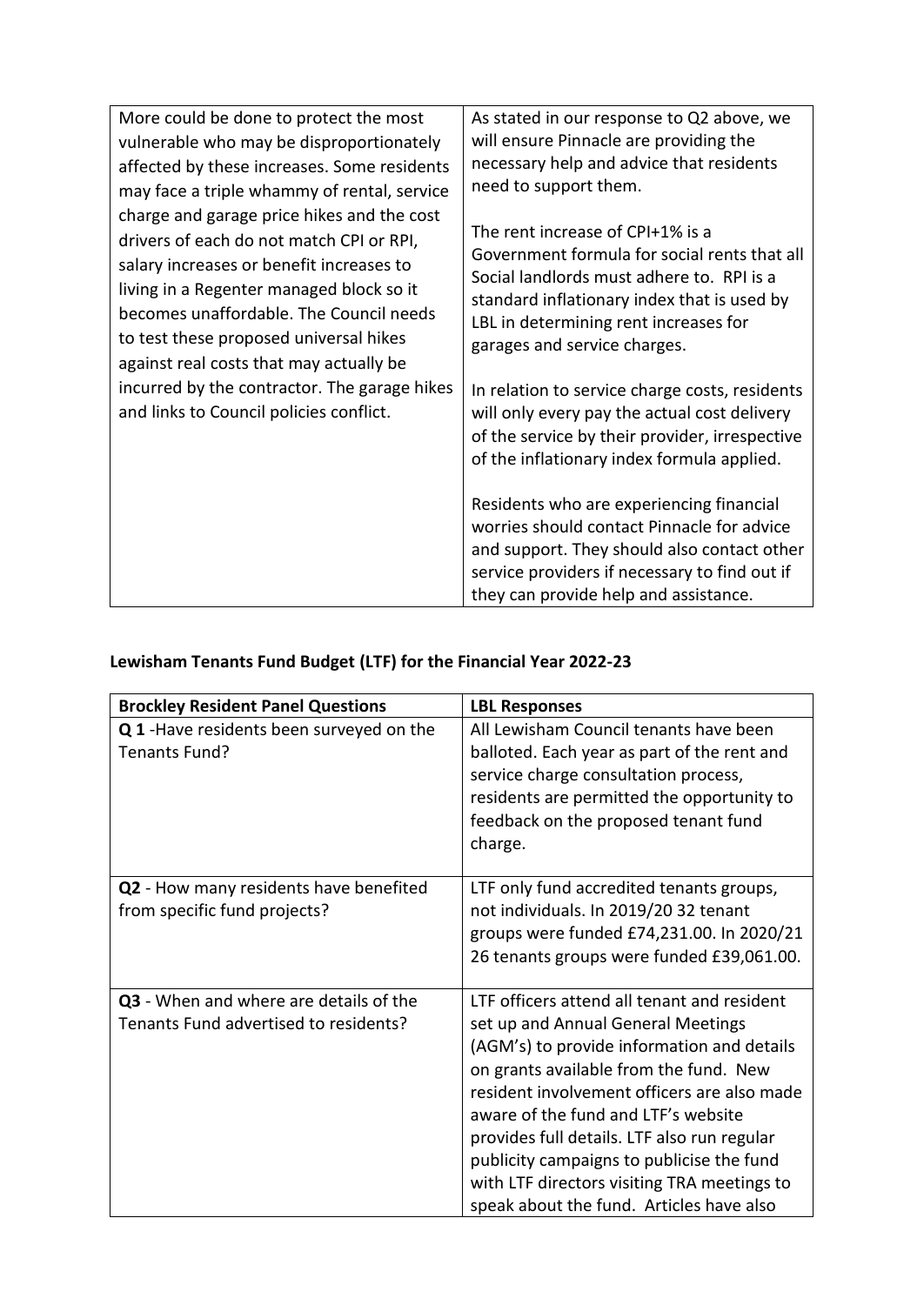| | |
|---|---|
| More could be done to protect the most vulnerable who may be disproportionately affected by these increases. Some residents may face a triple whammy of rental, service charge and garage price hikes and the cost drivers of each do not match CPI or RPI, salary increases or benefit increases to living in a Regenter managed block so it becomes unaffordable. The Council needs to test these proposed universal hikes against real costs that may actually be incurred by the contractor. The garage hikes and links to Council policies conflict. | As stated in our response to Q2 above, we will ensure Pinnacle are providing the necessary help and advice that residents need to support them.<br><br>The rent increase of CPI+1% is a Government formula for social rents that all Social landlords must adhere to. RPI is a standard inflationary index that is used by LBL in determining rent increases for garages and service charges.<br><br>In relation to service charge costs, residents will only every pay the actual cost delivery of the service by their provider, irrespective of the inflationary index formula applied.<br><br>Residents who are experiencing financial worries should contact Pinnacle for advice and support. They should also contact other service providers if necessary to find out if they can provide help and assistance. |

## Lewisham Tenants Fund Budget (LTF) for the Financial Year 2022-23

| Brockley Resident Panel Questions | LBL Responses |
|---|---|
| **Q 1** -Have residents been surveyed on the Tenants Fund? | All Lewisham Council tenants have been balloted. Each year as part of the rent and service charge consultation process, residents are permitted the opportunity to feedback on the proposed tenant fund charge. |
| **Q2** - How many residents have benefited from specific fund projects? | LTF only fund accredited tenants groups, not individuals. In 2019/20 32 tenant groups were funded £74,231.00. In 2020/21 26 tenants groups were funded £39,061.00. |
| **Q3** - When and where are details of the Tenants Fund advertised to residents? | LTF officers attend all tenant and resident set up and Annual General Meetings (AGM's) to provide information and details on grants available from the fund. New resident involvement officers are also made aware of the fund and LTF's website provides full details. LTF also run regular publicity campaigns to publicise the fund with LTF directors visiting TRA meetings to speak about the fund. Articles have also |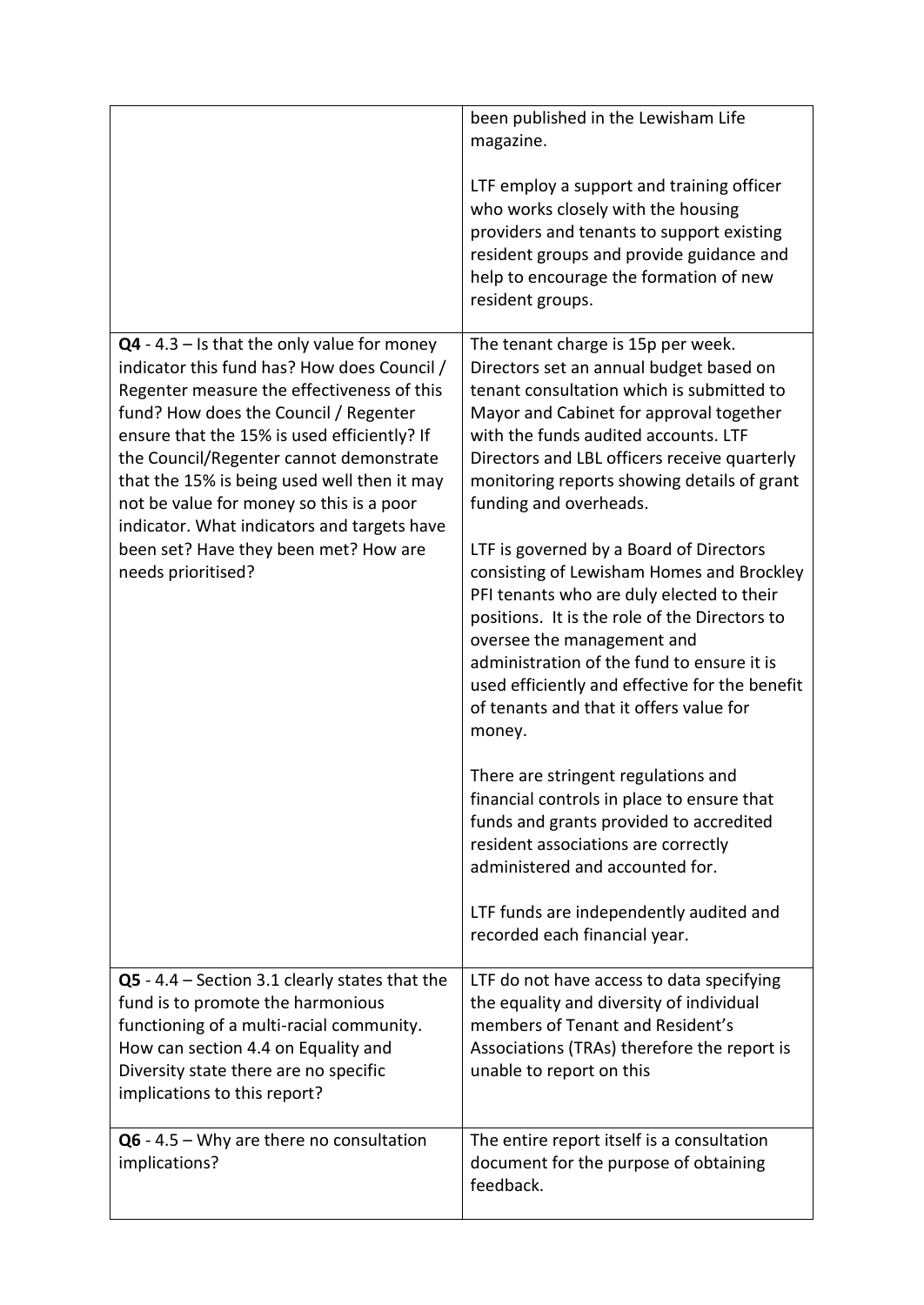| | |
|---|---|
| | been published in the Lewisham Life magazine.<br><br>LTF employ a support and training officer who works closely with the housing providers and tenants to support existing resident groups and provide guidance and help to encourage the formation of new resident groups. |
| **Q4** - 4.3 – Is that the only value for money indicator this fund has? How does Council / Regenter measure the effectiveness of this fund? How does the Council / Regenter ensure that the 15% is used efficiently? If the Council/Regenter cannot demonstrate that the 15% is being used well then it may not be value for money so this is a poor indicator. What indicators and targets have been set? Have they been met? How are needs prioritised? | The tenant charge is 15p per week. Directors set an annual budget based on tenant consultation which is submitted to Mayor and Cabinet for approval together with the funds audited accounts. LTF Directors and LBL officers receive quarterly monitoring reports showing details of grant funding and overheads.<br><br>LTF is governed by a Board of Directors consisting of Lewisham Homes and Brockley PFI tenants who are duly elected to their positions. It is the role of the Directors to oversee the management and administration of the fund to ensure it is used efficiently and effective for the benefit of tenants and that it offers value for money.<br><br>There are stringent regulations and financial controls in place to ensure that funds and grants provided to accredited resident associations are correctly administered and accounted for.<br><br>LTF funds are independently audited and recorded each financial year. |
| **Q5** - 4.4 – Section 3.1 clearly states that the fund is to promote the harmonious functioning of a multi-racial community. How can section 4.4 on Equality and Diversity state there are no specific implications to this report? | LTF do not have access to data specifying the equality and diversity of individual members of Tenant and Resident's Associations (TRAs) therefore the report is unable to report on this |
| **Q6** - 4.5 – Why are there no consultation implications? | The entire report itself is a consultation document for the purpose of obtaining feedback. |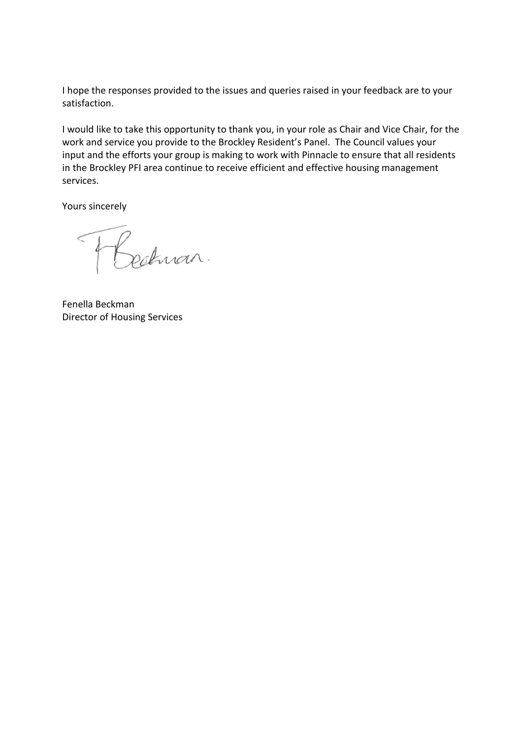I hope the responses provided to the issues and queries raised in your feedback are to your satisfaction.

I would like to take this opportunity to thank you, in your role as Chair and Vice Chair, for the work and service you provide to the Brockley Resident's Panel. The Council values your input and the efforts your group is making to work with Pinnacle to ensure that all residents in the Brockley PFI area continue to receive efficient and effective housing management services.

Yours sincerely

F Beckman.

Fenella Beckman
Director of Housing Services